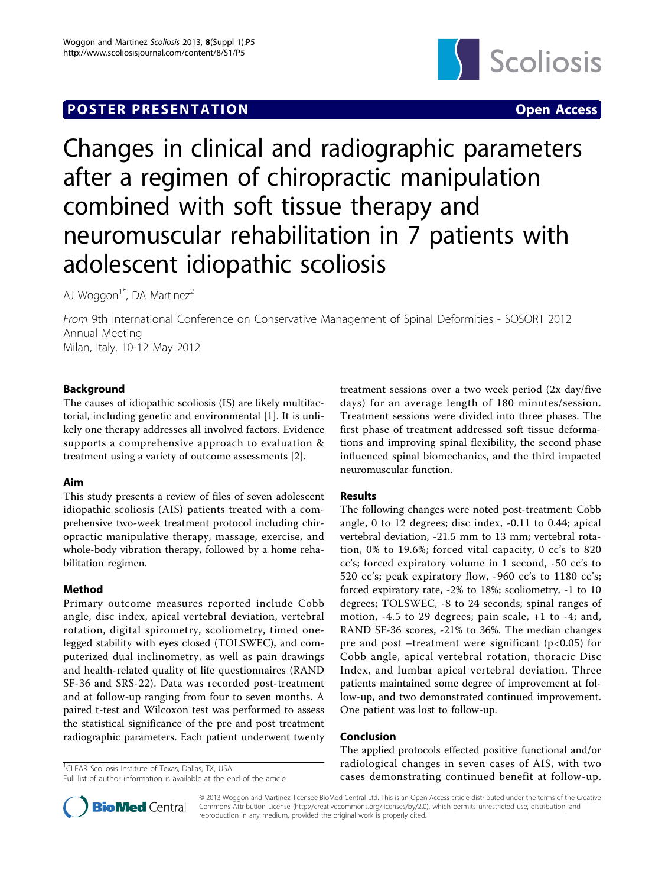**POSTER PRESENTATION** **Open Access**

# Changes in clinical and radiographic parameters after a regimen of chiropractic manipulation combined with soft tissue therapy and neuromuscular rehabilitation in 7 patients with adolescent idiopathic scoliosis

AJ Woggon[1*], DA Martinez[2]

*From* 9th International Conference on Conservative Management of Spinal Deformities - SOSORT 2012 Annual Meeting
Milan, Italy. 10-12 May 2012

## Background

The causes of idiopathic scoliosis (IS) are likely multifactorial, including genetic and environmental [1]. It is unlikely one therapy addresses all involved factors. Evidence supports a comprehensive approach to evaluation & treatment using a variety of outcome assessments [2].

## Aim

This study presents a review of files of seven adolescent idiopathic scoliosis (AIS) patients treated with a comprehensive two-week treatment protocol including chiropractic manipulative therapy, massage, exercise, and whole-body vibration therapy, followed by a home rehabilitation regimen.

## Method

Primary outcome measures reported include Cobb angle, disc index, apical vertebral deviation, vertebral rotation, digital spirometry, scoliometry, timed one-legged stability with eyes closed (TOLSWEC), and computerized dual inclinometry, as well as pain drawings and health-related quality of life questionnaires (RAND SF-36 and SRS-22). Data was recorded post-treatment and at follow-up ranging from four to seven months. A paired t-test and Wilcoxon test was performed to assess the statistical significance of the pre and post treatment radiographic parameters. Each patient underwent twenty treatment sessions over a two week period (2x day/five days) for an average length of 180 minutes/session. Treatment sessions were divided into three phases. The first phase of treatment addressed soft tissue deformations and improving spinal flexibility, the second phase influenced spinal biomechanics, and the third impacted neuromuscular function.

## Results

The following changes were noted post-treatment: Cobb angle, 0 to 12 degrees; disc index, -0.11 to 0.44; apical vertebral deviation, -21.5 mm to 13 mm; vertebral rotation, 0% to 19.6%; forced vital capacity, 0 cc's to 820 cc's; forced expiratory volume in 1 second, -50 cc's to 520 cc's; peak expiratory flow, -960 cc's to 1180 cc's; forced expiratory rate, -2% to 18%; scoliometry, -1 to 10 degrees; TOLSWEC, -8 to 24 seconds; spinal ranges of motion, -4.5 to 29 degrees; pain scale, +1 to -4; and, RAND SF-36 scores, -21% to 36%. The median changes pre and post –treatment were significant ($p<0.05$) for Cobb angle, apical vertebral rotation, thoracic Disc Index, and lumbar apical vertebral deviation. Three patients maintained some degree of improvement at follow-up, and two demonstrated continued improvement. One patient was lost to follow-up.

## Conclusion

The applied protocols effected positive functional and/or radiological changes in seven cases of AIS, with two cases demonstrating continued benefit at follow-up.

[1]CLEAR Scoliosis Institute of Texas, Dallas, TX, USA
Full list of author information is available at the end of the article

© 2013 Woggon and Martinez; licensee BioMed Central Ltd. This is an Open Access article distributed under the terms of the Creative Commons Attribution License (http://creativecommons.org/licenses/by/2.0), which permits unrestricted use, distribution, and reproduction in any medium, provided the original work is properly cited.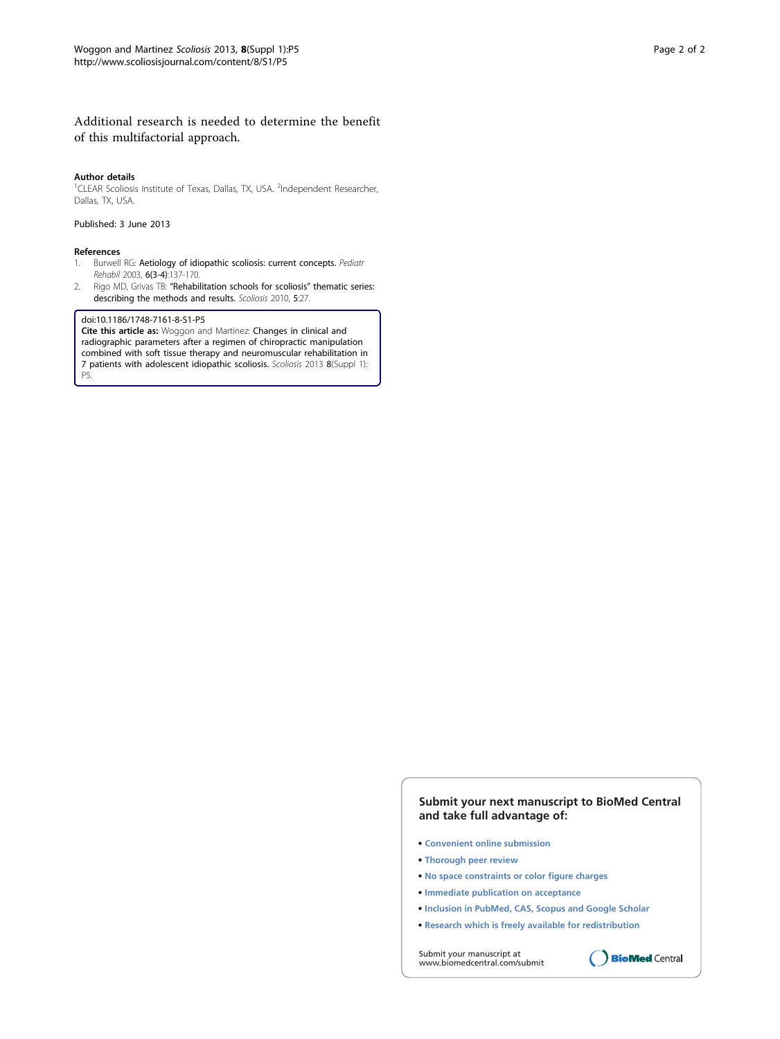Additional research is needed to determine the benefit of this multifactorial approach.

### Author details

[1]CLEAR Scoliosis Institute of Texas, Dallas, TX, USA. [2]Independent Researcher, Dallas, TX, USA.

Published: 3 June 2013

### References

1. Burwell RG: **Aetiology of idiopathic scoliosis: current concepts.** *Pediatr Rehabil* 2003, **6(3-4)**:137-170.
2. Rigo MD, Grivas TB: **"Rehabilitation schools for scoliosis" thematic series: describing the methods and results.** *Scoliosis* 2010, **5**:27.

doi:10.1186/1748-7161-8-S1-P5

**Cite this article as:** Woggon and Martinez: **Changes in clinical and radiographic parameters after a regimen of chiropractic manipulation combined with soft tissue therapy and neuromuscular rehabilitation in 7 patients with adolescent idiopathic scoliosis.** *Scoliosis* 2013 **8**(Suppl 1): P5.

**Submit your next manuscript to BioMed Central and take full advantage of:**

- **Convenient online submission**
- **Thorough peer review**
- **No space constraints or color figure charges**
- **Immediate publication on acceptance**
- **Inclusion in PubMed, CAS, Scopus and Google Scholar**
- **Research which is freely available for redistribution**

Submit your manuscript at
www.biomedcentral.com/submit

BioMed Central